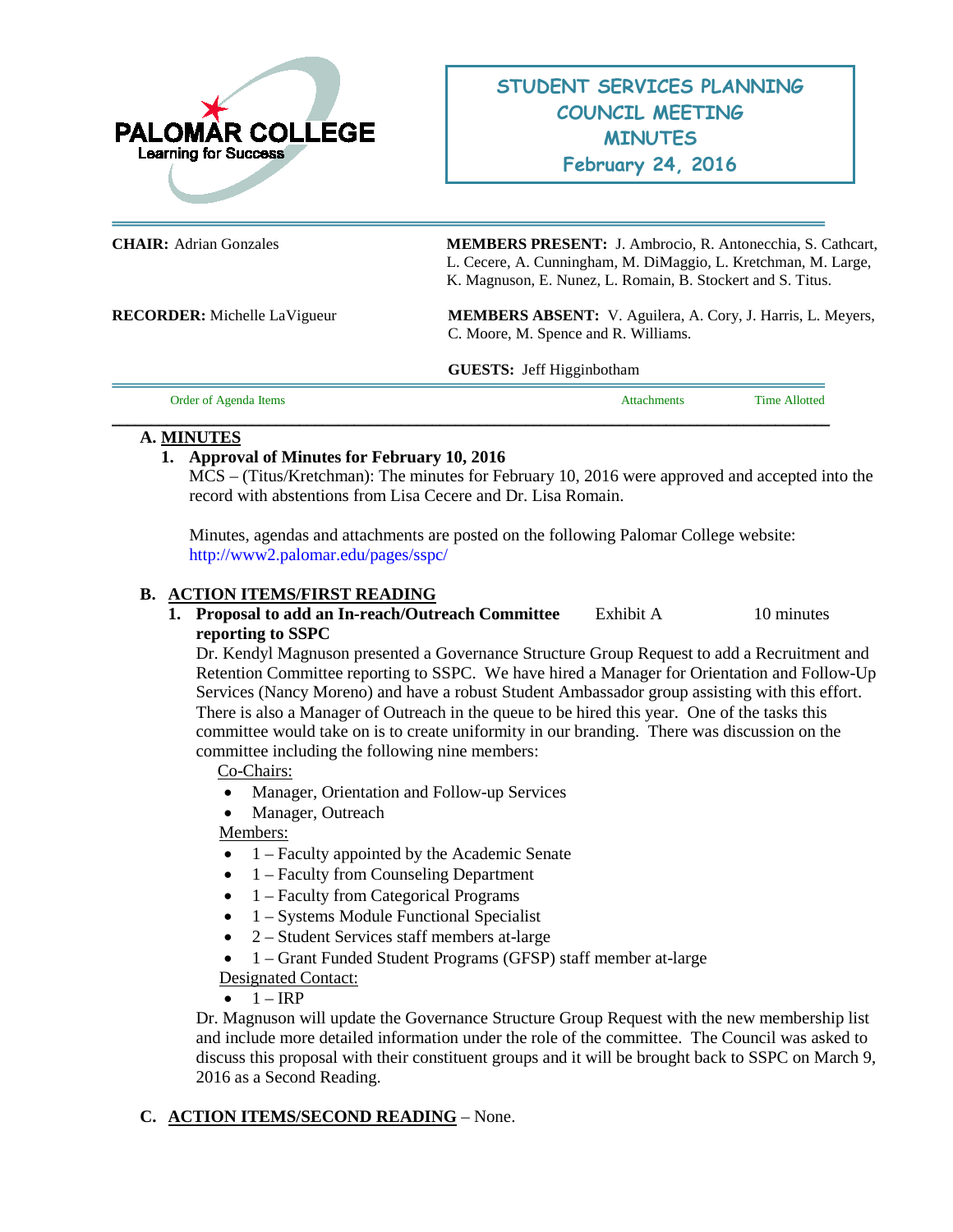PALOMAR COLLEGE
Learning for Success

# STUDENT SERVICES PLANNING COUNCIL MEETING MINUTES
## February 24, 2016

**CHAIR:** Adrian Gonzales

**MEMBERS PRESENT:** J. Ambrocio, R. Antonecchia, S. Cathcart, L. Cecere, A. Cunningham, M. DiMaggio, L. Kretchman, M. Large, K. Magnuson, E. Nunez, L. Romain, B. Stockert and S. Titus.

**RECORDER:** Michelle LaVigueur

**MEMBERS ABSENT:** V. Aguilera, A. Cory, J. Harris, L. Meyers, C. Moore, M. Spence and R. Williams.

**GUESTS:** Jeff Higginbotham

| Order of Agenda Items | Attachments | Time Allotted |
|---|---|---|

### A. MINUTES

**1. Approval of Minutes for February 10, 2016**

MCS – (Titus/Kretchman): The minutes for February 10, 2016 were approved and accepted into the record with abstentions from Lisa Cecere and Dr. Lisa Romain.

Minutes, agendas and attachments are posted on the following Palomar College website: http://www2.palomar.edu/pages/sspc/

### B. ACTION ITEMS/FIRST READING

| | Attachments | Time Allotted |
|---|---|---|
| **1. Proposal to add an In-reach/Outreach Committee reporting to SSPC** | Exhibit A | 10 minutes |

Dr. Kendyl Magnuson presented a Governance Structure Group Request to add a Recruitment and Retention Committee reporting to SSPC. We have hired a Manager for Orientation and Follow-Up Services (Nancy Moreno) and have a robust Student Ambassador group assisting with this effort. There is also a Manager of Outreach in the queue to be hired this year. One of the tasks this committee would take on is to create uniformity in our branding. There was discussion on the committee including the following nine members:

Co-Chairs:

- Manager, Orientation and Follow-up Services
- Manager, Outreach

Members:

- 1 – Faculty appointed by the Academic Senate
- 1 – Faculty from Counseling Department
- 1 – Faculty from Categorical Programs
- 1 – Systems Module Functional Specialist
- 2 – Student Services staff members at-large
- 1 – Grant Funded Student Programs (GFSP) staff member at-large

Designated Contact:

- 1 – IRP

Dr. Magnuson will update the Governance Structure Group Request with the new membership list and include more detailed information under the role of the committee. The Council was asked to discuss this proposal with their constituent groups and it will be brought back to SSPC on March 9, 2016 as a Second Reading.

### C. ACTION ITEMS/SECOND READING – None.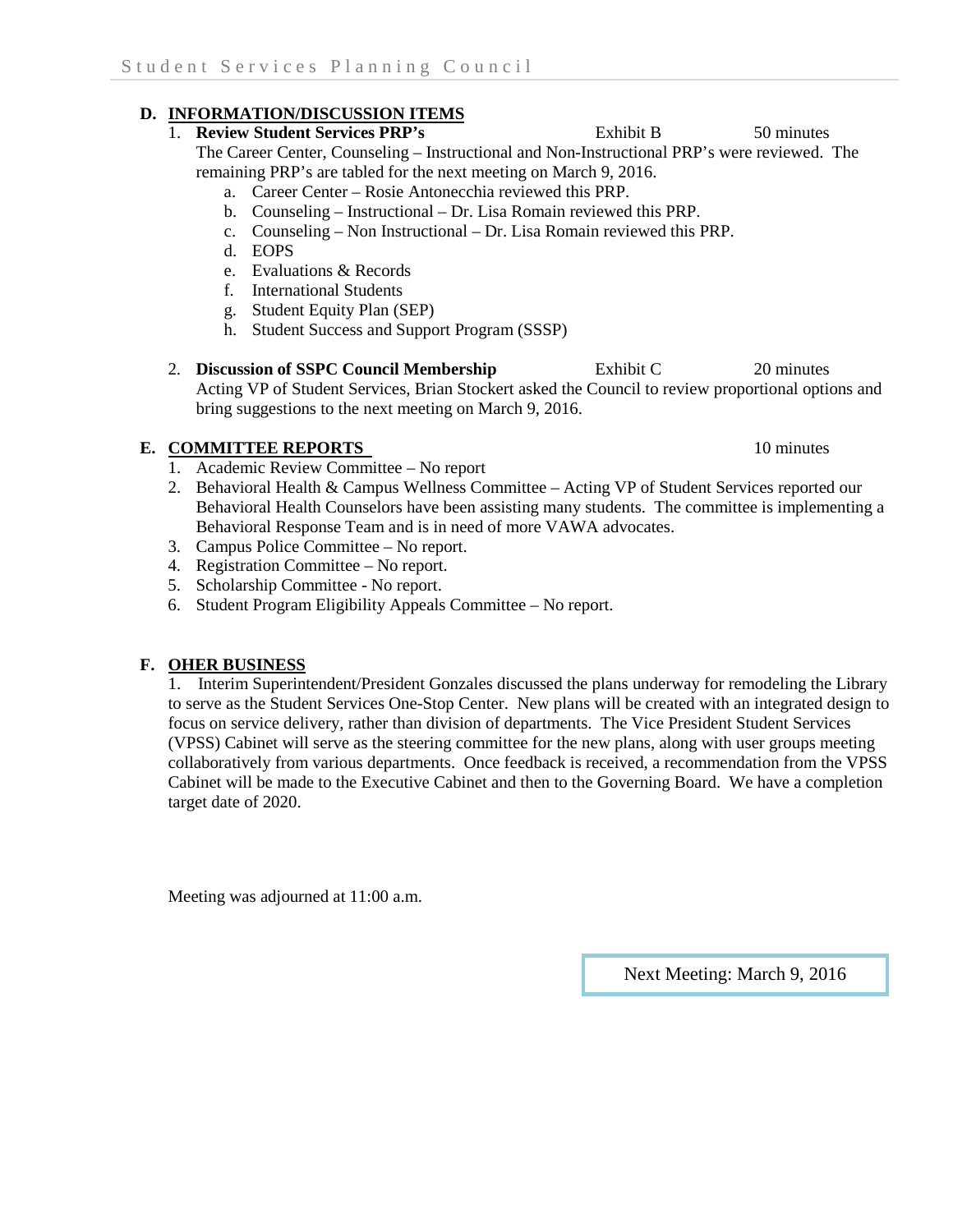## D. INFORMATION/DISCUSSION ITEMS

1. **Review Student Services PRP's** Exhibit B 50 minutes

   The Career Center, Counseling – Instructional and Non-Instructional PRP's were reviewed. The remaining PRP's are tabled for the next meeting on March 9, 2016.

   a. Career Center – Rosie Antonecchia reviewed this PRP.
   b. Counseling – Instructional – Dr. Lisa Romain reviewed this PRP.
   c. Counseling – Non Instructional – Dr. Lisa Romain reviewed this PRP.
   d. EOPS
   e. Evaluations & Records
   f. International Students
   g. Student Equity Plan (SEP)
   h. Student Success and Support Program (SSSP)

2. **Discussion of SSPC Council Membership** Exhibit C 20 minutes

   Acting VP of Student Services, Brian Stockert asked the Council to review proportional options and bring suggestions to the next meeting on March 9, 2016.

## E. COMMITTEE REPORTS 10 minutes

1. Academic Review Committee – No report
2. Behavioral Health & Campus Wellness Committee – Acting VP of Student Services reported our Behavioral Health Counselors have been assisting many students. The committee is implementing a Behavioral Response Team and is in need of more VAWA advocates.
3. Campus Police Committee – No report.
4. Registration Committee – No report.
5. Scholarship Committee - No report.
6. Student Program Eligibility Appeals Committee – No report.

## F. OHER BUSINESS

1. Interim Superintendent/President Gonzales discussed the plans underway for remodeling the Library to serve as the Student Services One-Stop Center. New plans will be created with an integrated design to focus on service delivery, rather than division of departments. The Vice President Student Services (VPSS) Cabinet will serve as the steering committee for the new plans, along with user groups meeting collaboratively from various departments. Once feedback is received, a recommendation from the VPSS Cabinet will be made to the Executive Cabinet and then to the Governing Board. We have a completion target date of 2020.

Meeting was adjourned at 11:00 a.m.

Next Meeting: March 9, 2016